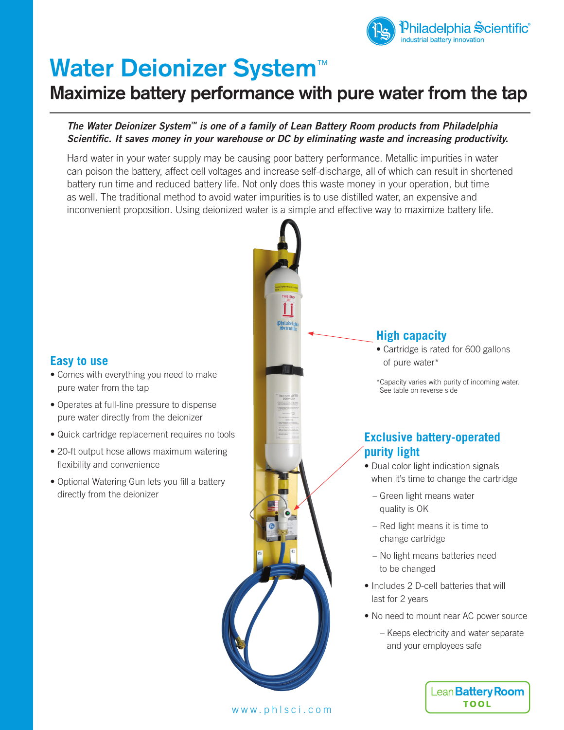# Water Deionizer System™

## Maximize battery performance with pure water from the tap

***The Water Deionizer System™ is one of a family of Lean Battery Room products from Philadelphia Scientific. It saves money in your warehouse or DC by eliminating waste and increasing productivity.***

Hard water in your water supply may be causing poor battery performance. Metallic impurities in water can poison the battery, affect cell voltages and increase self-discharge, all of which can result in shortened battery run time and reduced battery life. Not only does this waste money in your operation, but time as well. The traditional method to avoid water impurities is to use distilled water, an expensive and inconvenient proposition. Using deionized water is a simple and effective way to maximize battery life.

### Easy to use

- Comes with everything you need to make pure water from the tap
- Operates at full-line pressure to dispense pure water directly from the deionizer
- Quick cartridge replacement requires no tools
- 20-ft output hose allows maximum watering flexibility and convenience
- Optional Watering Gun lets you fill a battery directly from the deionizer

### High capacity

- Cartridge is rated for 600 gallons of pure water*

*Capacity varies with purity of incoming water. See table on reverse side

### Exclusive battery-operated purity light

- Dual color light indication signals when it's time to change the cartridge
  - Green light means water quality is OK
  - Red light means it is time to change cartridge
  - No light means batteries need to be changed
- Includes 2 D-cell batteries that will last for 2 years
- No need to mount near AC power source
  - Keeps electricity and water separate and your employees safe

www.phlsci.com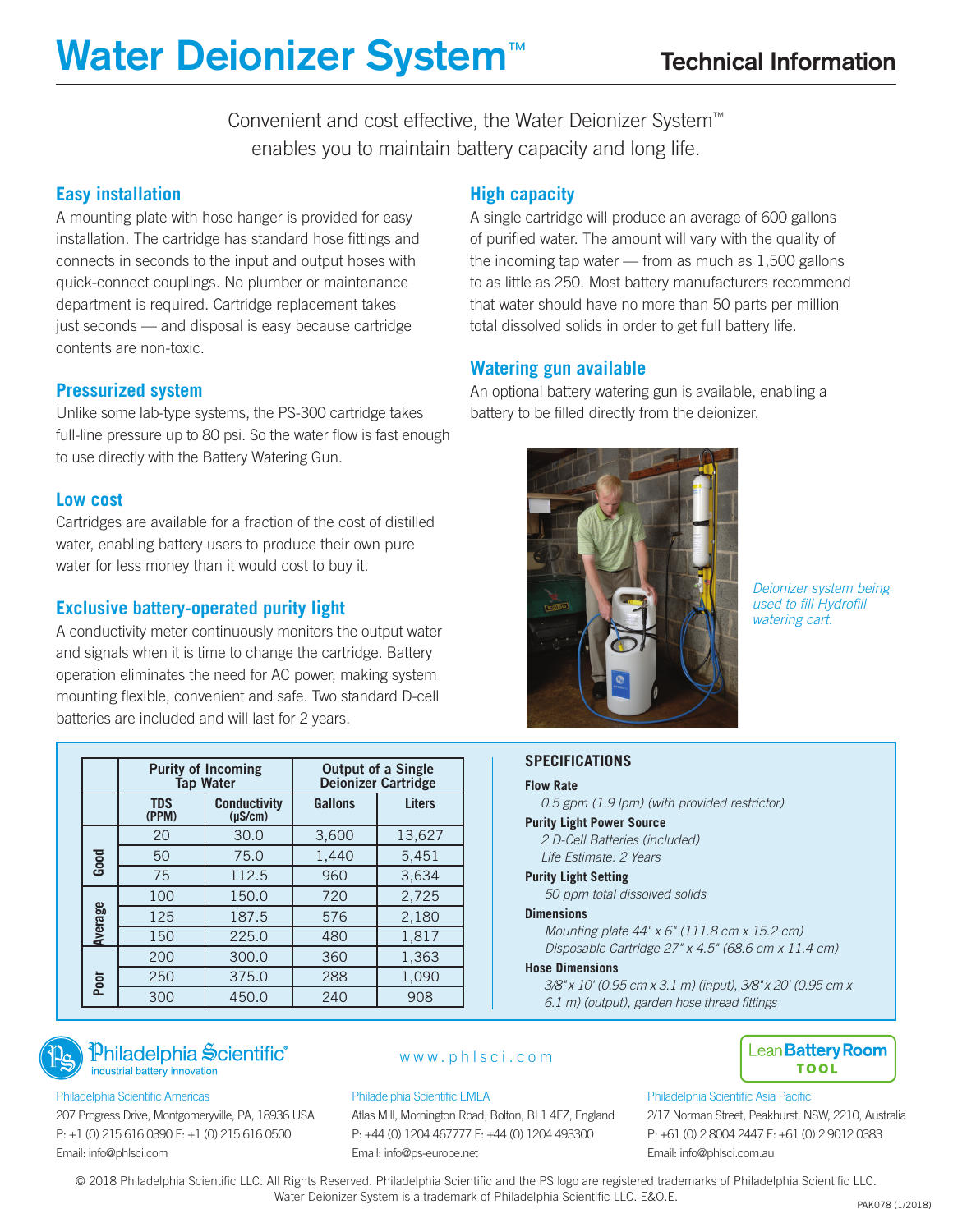# Water Deionizer System™

## Technical Information

Convenient and cost effective, the Water Deionizer System™ enables you to maintain battery capacity and long life.

### Easy installation

A mounting plate with hose hanger is provided for easy installation. The cartridge has standard hose fittings and connects in seconds to the input and output hoses with quick-connect couplings. No plumber or maintenance department is required. Cartridge replacement takes just seconds — and disposal is easy because cartridge contents are non-toxic.

### Pressurized system

Unlike some lab-type systems, the PS-300 cartridge takes full-line pressure up to 80 psi. So the water flow is fast enough to use directly with the Battery Watering Gun.

### Low cost

Cartridges are available for a fraction of the cost of distilled water, enabling battery users to produce their own pure water for less money than it would cost to buy it.

### Exclusive battery-operated purity light

A conductivity meter continuously monitors the output water and signals when it is time to change the cartridge. Battery operation eliminates the need for AC power, making system mounting flexible, convenient and safe. Two standard D-cell batteries are included and will last for 2 years.

### High capacity

A single cartridge will produce an average of 600 gallons of purified water. The amount will vary with the quality of the incoming tap water — from as much as 1,500 gallons to as little as 250. Most battery manufacturers recommend that water should have no more than 50 parts per million total dissolved solids in order to get full battery life.

### Watering gun available

An optional battery watering gun is available, enabling a battery to be filled directly from the deionizer.

*Deionizer system being used to fill Hydrofill watering cart.*

| | Purity of Incoming Tap Water | | Output of a Single Deionizer Cartridge | |
|---|---|---|---|---|
| | TDS (PPM) | Conductivity (µS/cm) | Gallons | Liters |
| Good | 20 | 30.0 | 3,600 | 13,627 |
| Good | 50 | 75.0 | 1,440 | 5,451 |
| Good | 75 | 112.5 | 960 | 3,634 |
| Average | 100 | 150.0 | 720 | 2,725 |
| Average | 125 | 187.5 | 576 | 2,180 |
| Average | 150 | 225.0 | 480 | 1,817 |
| Poor | 200 | 300.0 | 360 | 1,363 |
| Poor | 250 | 375.0 | 288 | 1,090 |
| Poor | 300 | 450.0 | 240 | 908 |

### SPECIFICATIONS

**Flow Rate**
*0.5 gpm (1.9 lpm) (with provided restrictor)*

**Purity Light Power Source**
*2 D-Cell Batteries (included)*
*Life Estimate: 2 Years*

**Purity Light Setting**
*50 ppm total dissolved solids*

**Dimensions**
*Mounting plate 44" x 6" (111.8 cm x 15.2 cm)*
*Disposable Cartridge 27" x 4.5" (68.6 cm x 11.4 cm)*

**Hose Dimensions**
*3/8" x 10' (0.95 cm x 3.1 m) (input), 3/8" x 20' (0.95 cm x 6.1 m) (output), garden hose thread fittings*

Philadelphia Scientific® industrial battery innovation

www.phlsci.com

Lean Battery Room TOOL

Philadelphia Scientific Americas
207 Progress Drive, Montgomeryville, PA, 18936 USA
P: +1 (0) 215 616 0390 F: +1 (0) 215 616 0500
Email: info@phlsci.com

Philadelphia Scientific EMEA
Atlas Mill, Mornington Road, Bolton, BL1 4EZ, England
P: +44 (0) 1204 467777 F: +44 (0) 1204 493300
Email: info@ps-europe.net

Philadelphia Scientific Asia Pacific
2/17 Norman Street, Peakhurst, NSW, 2210, Australia
P: +61 (0) 2 8004 2447 F: +61 (0) 2 9012 0383
Email: info@phlsci.com.au

© 2018 Philadelphia Scientific LLC. All Rights Reserved. Philadelphia Scientific and the PS logo are registered trademarks of Philadelphia Scientific LLC. Water Deionizer System is a trademark of Philadelphia Scientific LLC. E&O.E.

PAK078 (1/2018)